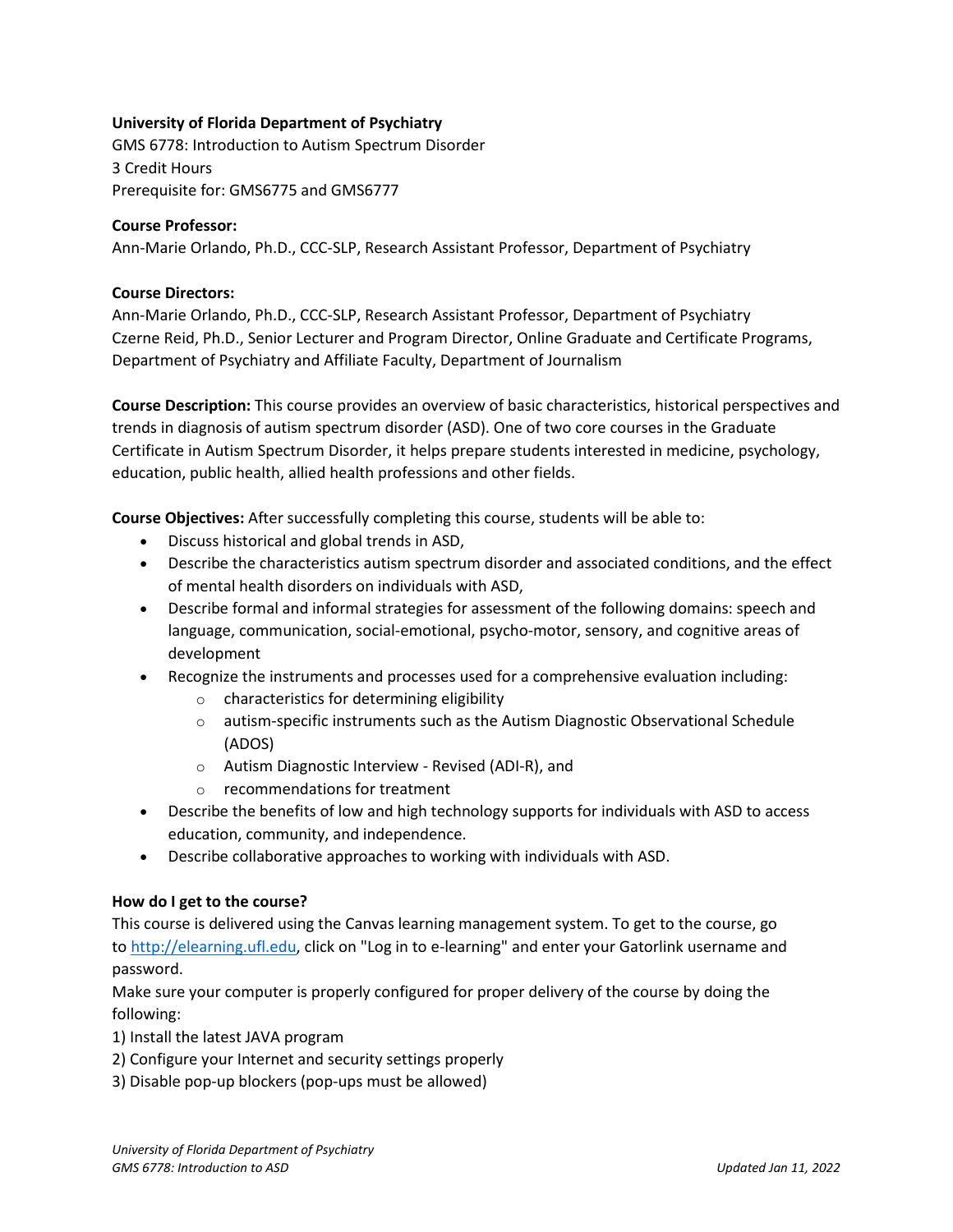**University of Florida Department of Psychiatry**
GMS 6778: Introduction to Autism Spectrum Disorder
3 Credit Hours
Prerequisite for: GMS6775 and GMS6777

**Course Professor:**
Ann-Marie Orlando, Ph.D., CCC-SLP, Research Assistant Professor, Department of Psychiatry

**Course Directors:**
Ann-Marie Orlando, Ph.D., CCC-SLP, Research Assistant Professor, Department of Psychiatry
Czerne Reid, Ph.D., Senior Lecturer and Program Director, Online Graduate and Certificate Programs, Department of Psychiatry and Affiliate Faculty, Department of Journalism

**Course Description:** This course provides an overview of basic characteristics, historical perspectives and trends in diagnosis of autism spectrum disorder (ASD). One of two core courses in the Graduate Certificate in Autism Spectrum Disorder, it helps prepare students interested in medicine, psychology, education, public health, allied health professions and other fields.

**Course Objectives:** After successfully completing this course, students will be able to:

- Discuss historical and global trends in ASD,
- Describe the characteristics autism spectrum disorder and associated conditions, and the effect of mental health disorders on individuals with ASD,
- Describe formal and informal strategies for assessment of the following domains: speech and language, communication, social-emotional, psycho-motor, sensory, and cognitive areas of development
- Recognize the instruments and processes used for a comprehensive evaluation including:
  - characteristics for determining eligibility
  - autism-specific instruments such as the Autism Diagnostic Observational Schedule (ADOS)
  - Autism Diagnostic Interview - Revised (ADI-R), and
  - recommendations for treatment
- Describe the benefits of low and high technology supports for individuals with ASD to access education, community, and independence.
- Describe collaborative approaches to working with individuals with ASD.

**How do I get to the course?**
This course is delivered using the Canvas learning management system. To get to the course, go to http://elearning.ufl.edu, click on "Log in to e-learning" and enter your Gatorlink username and password.
Make sure your computer is properly configured for proper delivery of the course by doing the following:
1) Install the latest JAVA program
2) Configure your Internet and security settings properly
3) Disable pop-up blockers (pop-ups must be allowed)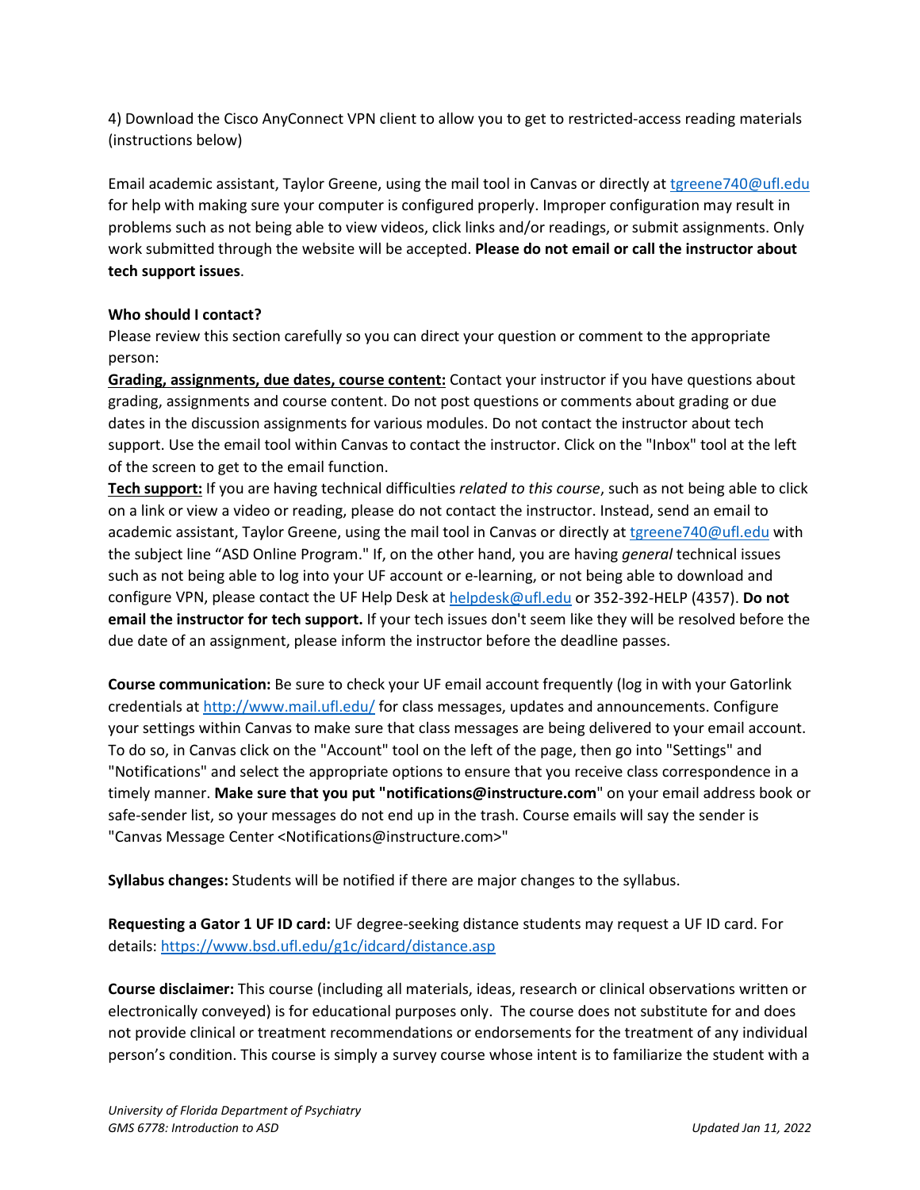4) Download the Cisco AnyConnect VPN client to allow you to get to restricted-access reading materials (instructions below)

Email academic assistant, Taylor Greene, using the mail tool in Canvas or directly at tgreene740@ufl.edu for help with making sure your computer is configured properly. Improper configuration may result in problems such as not being able to view videos, click links and/or readings, or submit assignments. Only work submitted through the website will be accepted. **Please do not email or call the instructor about tech support issues**.

**Who should I contact?**

Please review this section carefully so you can direct your question or comment to the appropriate person:

**Grading, assignments, due dates, course content:** Contact your instructor if you have questions about grading, assignments and course content. Do not post questions or comments about grading or due dates in the discussion assignments for various modules. Do not contact the instructor about tech support. Use the email tool within Canvas to contact the instructor. Click on the "Inbox" tool at the left of the screen to get to the email function.

**Tech support:** If you are having technical difficulties *related to this course*, such as not being able to click on a link or view a video or reading, please do not contact the instructor. Instead, send an email to academic assistant, Taylor Greene, using the mail tool in Canvas or directly at tgreene740@ufl.edu with the subject line "ASD Online Program." If, on the other hand, you are having *general* technical issues such as not being able to log into your UF account or e-learning, or not being able to download and configure VPN, please contact the UF Help Desk at helpdesk@ufl.edu or 352-392-HELP (4357). **Do not email the instructor for tech support.** If your tech issues don't seem like they will be resolved before the due date of an assignment, please inform the instructor before the deadline passes.

**Course communication:** Be sure to check your UF email account frequently (log in with your Gatorlink credentials at http://www.mail.ufl.edu/ for class messages, updates and announcements. Configure your settings within Canvas to make sure that class messages are being delivered to your email account. To do so, in Canvas click on the "Account" tool on the left of the page, then go into "Settings" and "Notifications" and select the appropriate options to ensure that you receive class correspondence in a timely manner. **Make sure that you put "notifications@instructure.com**" on your email address book or safe-sender list, so your messages do not end up in the trash. Course emails will say the sender is "Canvas Message Center <Notifications@instructure.com>"

**Syllabus changes:** Students will be notified if there are major changes to the syllabus.

**Requesting a Gator 1 UF ID card:** UF degree-seeking distance students may request a UF ID card. For details: https://www.bsd.ufl.edu/g1c/idcard/distance.asp

**Course disclaimer:** This course (including all materials, ideas, research or clinical observations written or electronically conveyed) is for educational purposes only. The course does not substitute for and does not provide clinical or treatment recommendations or endorsements for the treatment of any individual person's condition. This course is simply a survey course whose intent is to familiarize the student with a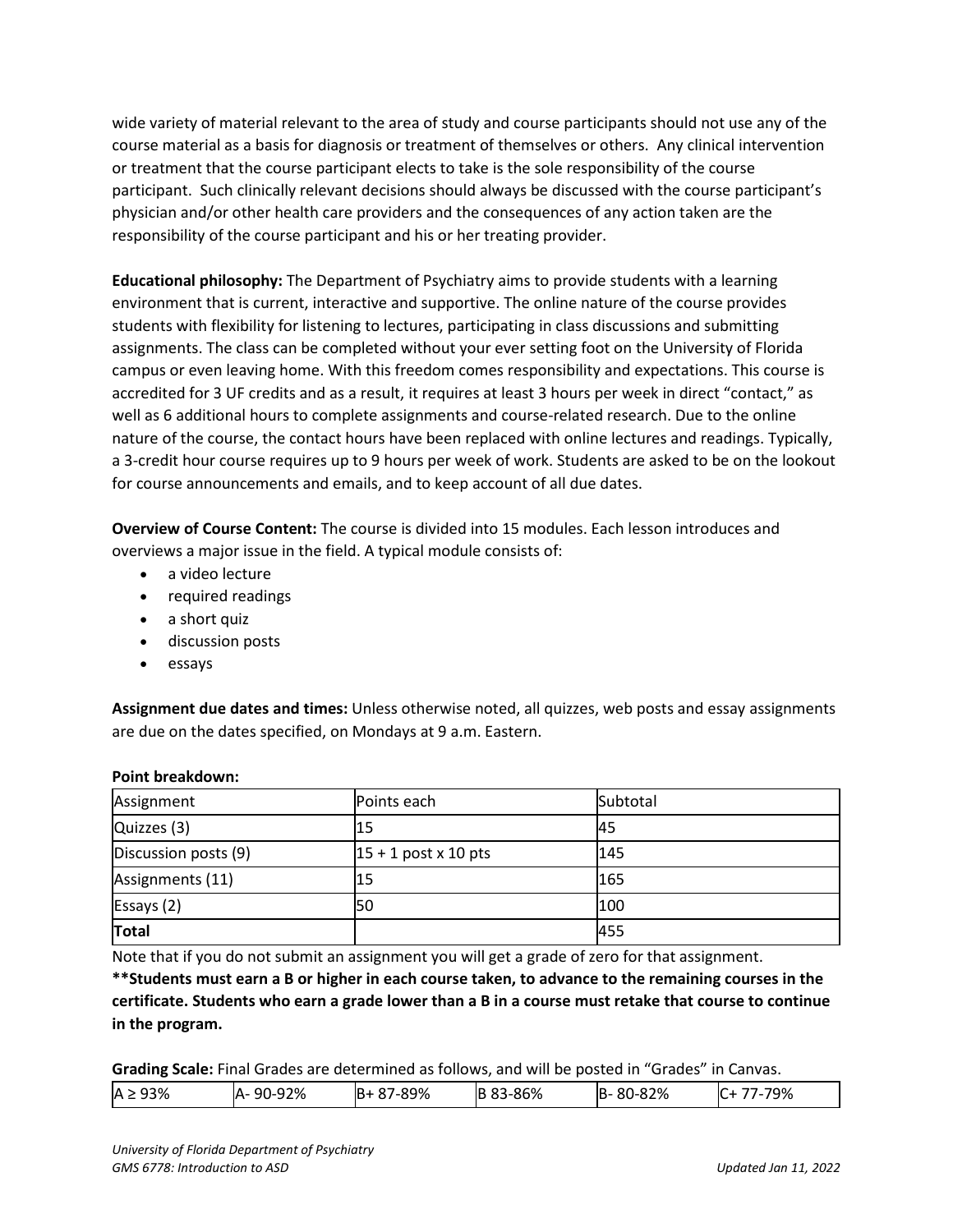wide variety of material relevant to the area of study and course participants should not use any of the course material as a basis for diagnosis or treatment of themselves or others. Any clinical intervention or treatment that the course participant elects to take is the sole responsibility of the course participant. Such clinically relevant decisions should always be discussed with the course participant's physician and/or other health care providers and the consequences of any action taken are the responsibility of the course participant and his or her treating provider.

**Educational philosophy:** The Department of Psychiatry aims to provide students with a learning environment that is current, interactive and supportive. The online nature of the course provides students with flexibility for listening to lectures, participating in class discussions and submitting assignments. The class can be completed without your ever setting foot on the University of Florida campus or even leaving home. With this freedom comes responsibility and expectations. This course is accredited for 3 UF credits and as a result, it requires at least 3 hours per week in direct "contact," as well as 6 additional hours to complete assignments and course-related research. Due to the online nature of the course, the contact hours have been replaced with online lectures and readings. Typically, a 3-credit hour course requires up to 9 hours per week of work. Students are asked to be on the lookout for course announcements and emails, and to keep account of all due dates.

**Overview of Course Content:** The course is divided into 15 modules. Each lesson introduces and overviews a major issue in the field. A typical module consists of:

- a video lecture
- required readings
- a short quiz
- discussion posts
- essays

**Assignment due dates and times:** Unless otherwise noted, all quizzes, web posts and essay assignments are due on the dates specified, on Mondays at 9 a.m. Eastern.

**Point breakdown:**

| Assignment | Points each | Subtotal |
|---|---|---|
| Quizzes (3) | 15 | 45 |
| Discussion posts (9) | 15 + 1 post x 10 pts | 145 |
| Assignments (11) | 15 | 165 |
| Essays (2) | 50 | 100 |
| **Total** | | 455 |

Note that if you do not submit an assignment you will get a grade of zero for that assignment.

**\*\*Students must earn a B or higher in each course taken, to advance to the remaining courses in the certificate. Students who earn a grade lower than a B in a course must retake that course to continue in the program.**

**Grading Scale:** Final Grades are determined as follows, and will be posted in "Grades" in Canvas.

| | | | | | |
|---|---|---|---|---|---|
| A ≥ 93% | A- 90-92% | B+ 87-89% | B 83-86% | B- 80-82% | C+ 77-79% |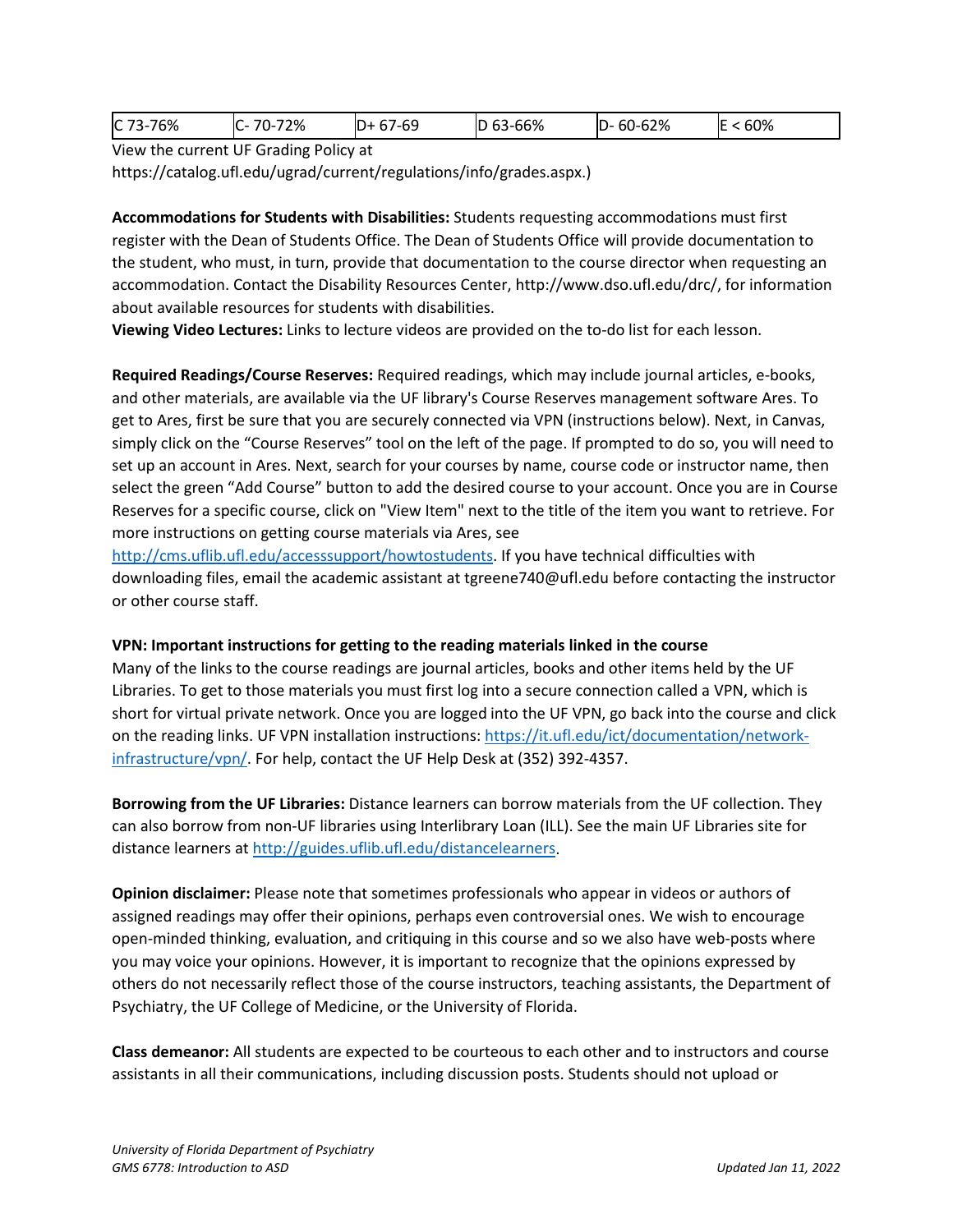| | | | | | |
|---|---|---|---|---|---|
| C 73-76% | C- 70-72% | D+ 67-69 | D 63-66% | D- 60-62% | E < 60% |

View the current UF Grading Policy at https://catalog.ufl.edu/ugrad/current/regulations/info/grades.aspx.)

**Accommodations for Students with Disabilities:** Students requesting accommodations must first register with the Dean of Students Office. The Dean of Students Office will provide documentation to the student, who must, in turn, provide that documentation to the course director when requesting an accommodation. Contact the Disability Resources Center, http://www.dso.ufl.edu/drc/, for information about available resources for students with disabilities.

**Viewing Video Lectures:** Links to lecture videos are provided on the to-do list for each lesson.

**Required Readings/Course Reserves:** Required readings, which may include journal articles, e-books, and other materials, are available via the UF library's Course Reserves management software Ares. To get to Ares, first be sure that you are securely connected via VPN (instructions below). Next, in Canvas, simply click on the "Course Reserves" tool on the left of the page. If prompted to do so, you will need to set up an account in Ares. Next, search for your courses by name, course code or instructor name, then select the green "Add Course" button to add the desired course to your account. Once you are in Course Reserves for a specific course, click on "View Item" next to the title of the item you want to retrieve. For more instructions on getting course materials via Ares, see http://cms.uflib.ufl.edu/accesssupport/howtostudents. If you have technical difficulties with downloading files, email the academic assistant at tgreene740@ufl.edu before contacting the instructor or other course staff.

**VPN: Important instructions for getting to the reading materials linked in the course**

Many of the links to the course readings are journal articles, books and other items held by the UF Libraries. To get to those materials you must first log into a secure connection called a VPN, which is short for virtual private network. Once you are logged into the UF VPN, go back into the course and click on the reading links. UF VPN installation instructions: https://it.ufl.edu/ict/documentation/network-infrastructure/vpn/. For help, contact the UF Help Desk at (352) 392-4357.

**Borrowing from the UF Libraries:** Distance learners can borrow materials from the UF collection. They can also borrow from non-UF libraries using Interlibrary Loan (ILL). See the main UF Libraries site for distance learners at http://guides.uflib.ufl.edu/distancelearners.

**Opinion disclaimer:** Please note that sometimes professionals who appear in videos or authors of assigned readings may offer their opinions, perhaps even controversial ones. We wish to encourage open-minded thinking, evaluation, and critiquing in this course and so we also have web-posts where you may voice your opinions. However, it is important to recognize that the opinions expressed by others do not necessarily reflect those of the course instructors, teaching assistants, the Department of Psychiatry, the UF College of Medicine, or the University of Florida.

**Class demeanor:** All students are expected to be courteous to each other and to instructors and course assistants in all their communications, including discussion posts. Students should not upload or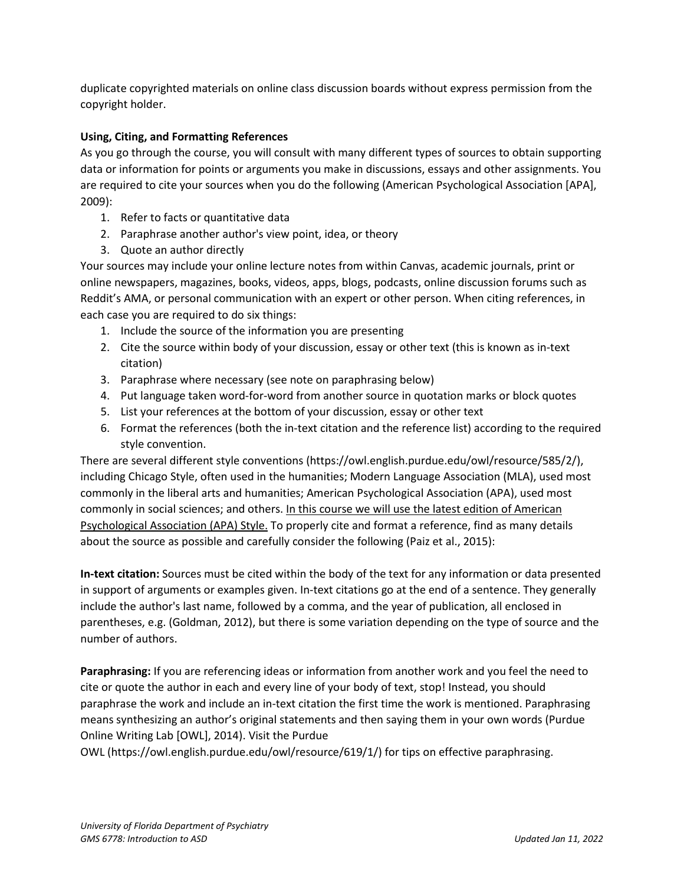duplicate copyrighted materials on online class discussion boards without express permission from the copyright holder.

**Using, Citing, and Formatting References**

As you go through the course, you will consult with many different types of sources to obtain supporting data or information for points or arguments you make in discussions, essays and other assignments. You are required to cite your sources when you do the following (American Psychological Association [APA], 2009):

1. Refer to facts or quantitative data
2. Paraphrase another author's view point, idea, or theory
3. Quote an author directly

Your sources may include your online lecture notes from within Canvas, academic journals, print or online newspapers, magazines, books, videos, apps, blogs, podcasts, online discussion forums such as Reddit's AMA, or personal communication with an expert or other person. When citing references, in each case you are required to do six things:

1. Include the source of the information you are presenting
2. Cite the source within body of your discussion, essay or other text (this is known as in-text citation)
3. Paraphrase where necessary (see note on paraphrasing below)
4. Put language taken word-for-word from another source in quotation marks or block quotes
5. List your references at the bottom of your discussion, essay or other text
6. Format the references (both the in-text citation and the reference list) according to the required style convention.

There are several different style conventions (https://owl.english.purdue.edu/owl/resource/585/2/), including Chicago Style, often used in the humanities; Modern Language Association (MLA), used most commonly in the liberal arts and humanities; American Psychological Association (APA), used most commonly in social sciences; and others. <u>In this course we will use the latest edition of American Psychological Association (APA) Style.</u> To properly cite and format a reference, find as many details about the source as possible and carefully consider the following (Paiz et al., 2015):

**In-text citation:** Sources must be cited within the body of the text for any information or data presented in support of arguments or examples given. In-text citations go at the end of a sentence. They generally include the author's last name, followed by a comma, and the year of publication, all enclosed in parentheses, e.g. (Goldman, 2012), but there is some variation depending on the type of source and the number of authors.

**Paraphrasing:** If you are referencing ideas or information from another work and you feel the need to cite or quote the author in each and every line of your body of text, stop! Instead, you should paraphrase the work and include an in-text citation the first time the work is mentioned. Paraphrasing means synthesizing an author's original statements and then saying them in your own words (Purdue Online Writing Lab [OWL], 2014). Visit the Purdue OWL (https://owl.english.purdue.edu/owl/resource/619/1/) for tips on effective paraphrasing.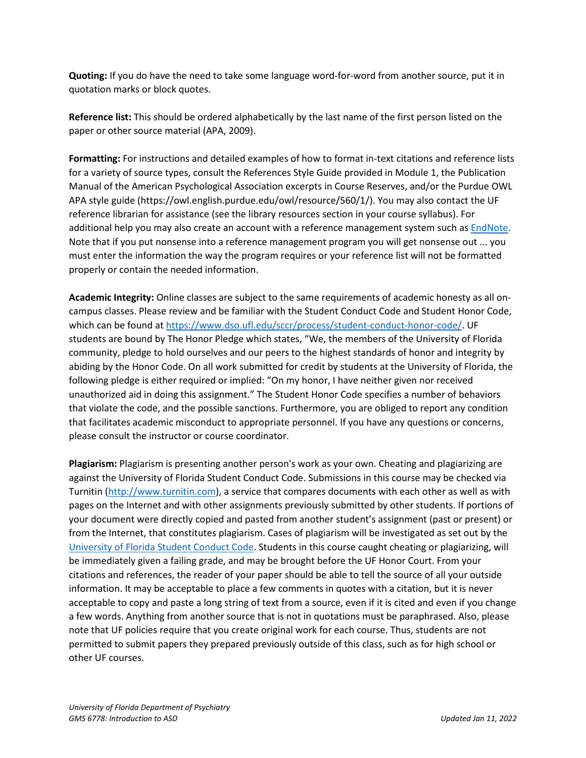**Quoting:** If you do have the need to take some language word-for-word from another source, put it in quotation marks or block quotes.

**Reference list:** This should be ordered alphabetically by the last name of the first person listed on the paper or other source material (APA, 2009).

**Formatting:** For instructions and detailed examples of how to format in-text citations and reference lists for a variety of source types, consult the References Style Guide provided in Module 1, the Publication Manual of the American Psychological Association excerpts in Course Reserves, and/or the Purdue OWL APA style guide (https://owl.english.purdue.edu/owl/resource/560/1/). You may also contact the UF reference librarian for assistance (see the library resources section in your course syllabus). For additional help you may also create an account with a reference management system such as [EndNote](). Note that if you put nonsense into a reference management program you will get nonsense out ... you must enter the information the way the program requires or your reference list will not be formatted properly or contain the needed information.

**Academic Integrity:** Online classes are subject to the same requirements of academic honesty as all on-campus classes. Please review and be familiar with the Student Conduct Code and Student Honor Code, which can be found at https://www.dso.ufl.edu/sccr/process/student-conduct-honor-code/. UF students are bound by The Honor Pledge which states, "We, the members of the University of Florida community, pledge to hold ourselves and our peers to the highest standards of honor and integrity by abiding by the Honor Code. On all work submitted for credit by students at the University of Florida, the following pledge is either required or implied: "On my honor, I have neither given nor received unauthorized aid in doing this assignment." The Student Honor Code specifies a number of behaviors that violate the code, and the possible sanctions. Furthermore, you are obliged to report any condition that facilitates academic misconduct to appropriate personnel. If you have any questions or concerns, please consult the instructor or course coordinator.

**Plagiarism:** Plagiarism is presenting another person's work as your own. Cheating and plagiarizing are against the University of Florida Student Conduct Code. Submissions in this course may be checked via Turnitin (http://www.turnitin.com), a service that compares documents with each other as well as with pages on the Internet and with other assignments previously submitted by other students. If portions of your document were directly copied and pasted from another student's assignment (past or present) or from the Internet, that constitutes plagiarism. Cases of plagiarism will be investigated as set out by the [University of Florida Student Conduct Code](). Students in this course caught cheating or plagiarizing, will be immediately given a failing grade, and may be brought before the UF Honor Court. From your citations and references, the reader of your paper should be able to tell the source of all your outside information. It may be acceptable to place a few comments in quotes with a citation, but it is never acceptable to copy and paste a long string of text from a source, even if it is cited and even if you change a few words. Anything from another source that is not in quotations must be paraphrased. Also, please note that UF policies require that you create original work for each course. Thus, students are not permitted to submit papers they prepared previously outside of this class, such as for high school or other UF courses.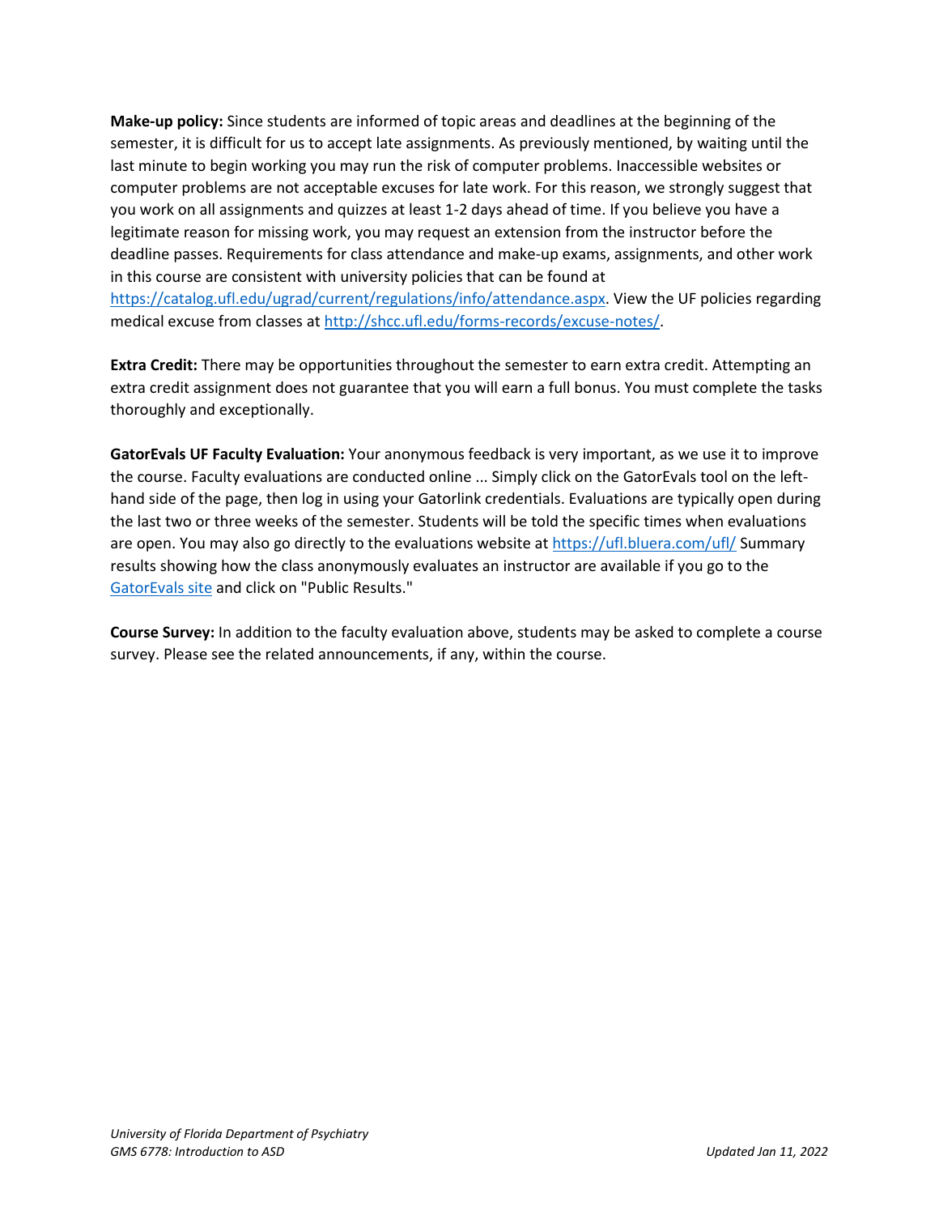**Make-up policy:** Since students are informed of topic areas and deadlines at the beginning of the semester, it is difficult for us to accept late assignments. As previously mentioned, by waiting until the last minute to begin working you may run the risk of computer problems. Inaccessible websites or computer problems are not acceptable excuses for late work. For this reason, we strongly suggest that you work on all assignments and quizzes at least 1-2 days ahead of time. If you believe you have a legitimate reason for missing work, you may request an extension from the instructor before the deadline passes. Requirements for class attendance and make-up exams, assignments, and other work in this course are consistent with university policies that can be found at https://catalog.ufl.edu/ugrad/current/regulations/info/attendance.aspx. View the UF policies regarding medical excuse from classes at http://shcc.ufl.edu/forms-records/excuse-notes/.

**Extra Credit:** There may be opportunities throughout the semester to earn extra credit. Attempting an extra credit assignment does not guarantee that you will earn a full bonus. You must complete the tasks thoroughly and exceptionally.

**GatorEvals UF Faculty Evaluation:** Your anonymous feedback is very important, as we use it to improve the course. Faculty evaluations are conducted online ... Simply click on the GatorEvals tool on the left-hand side of the page, then log in using your Gatorlink credentials. Evaluations are typically open during the last two or three weeks of the semester. Students will be told the specific times when evaluations are open. You may also go directly to the evaluations website at https://ufl.bluera.com/ufl/ Summary results showing how the class anonymously evaluates an instructor are available if you go to the GatorEvals site and click on "Public Results."

**Course Survey:** In addition to the faculty evaluation above, students may be asked to complete a course survey. Please see the related announcements, if any, within the course.